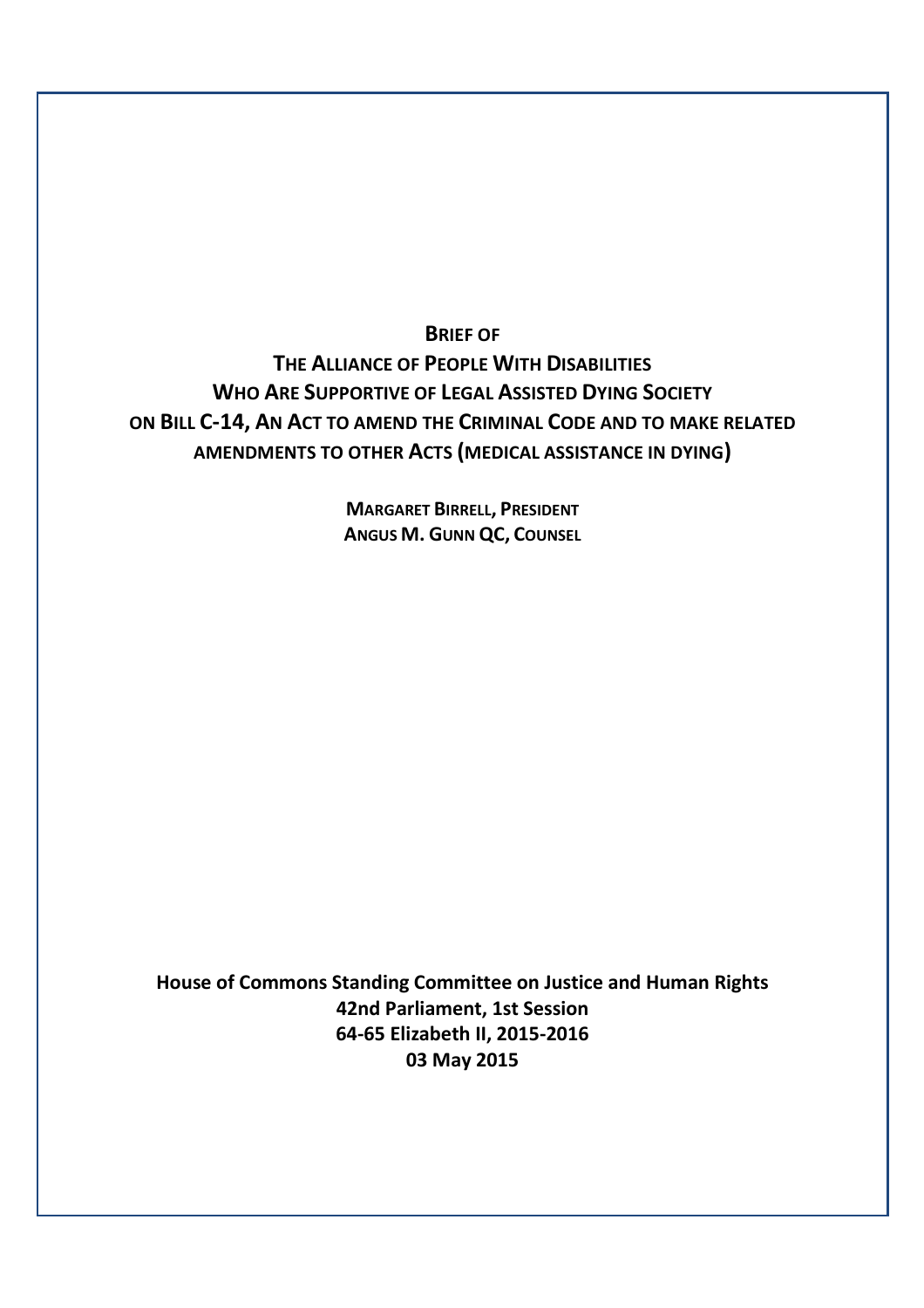# BRIEF OF THE ALLIANCE OF PEOPLE WITH DISABILITIES WHO ARE SUPPORTIVE OF LEGAL ASSISTED DYING SOCIETY ON BILL C-14, AN ACT TO AMEND THE CRIMINAL CODE AND TO MAKE RELATED AMENDMENTS TO OTHER ACTS (MEDICAL ASSISTANCE IN DYING)

**MARGARET BIRRELL, PRESIDENT**
**ANGUS M. GUNN QC, COUNSEL**

**House of Commons Standing Committee on Justice and Human Rights**
**42nd Parliament, 1st Session**
**64-65 Elizabeth II, 2015-2016**
**03 May 2015**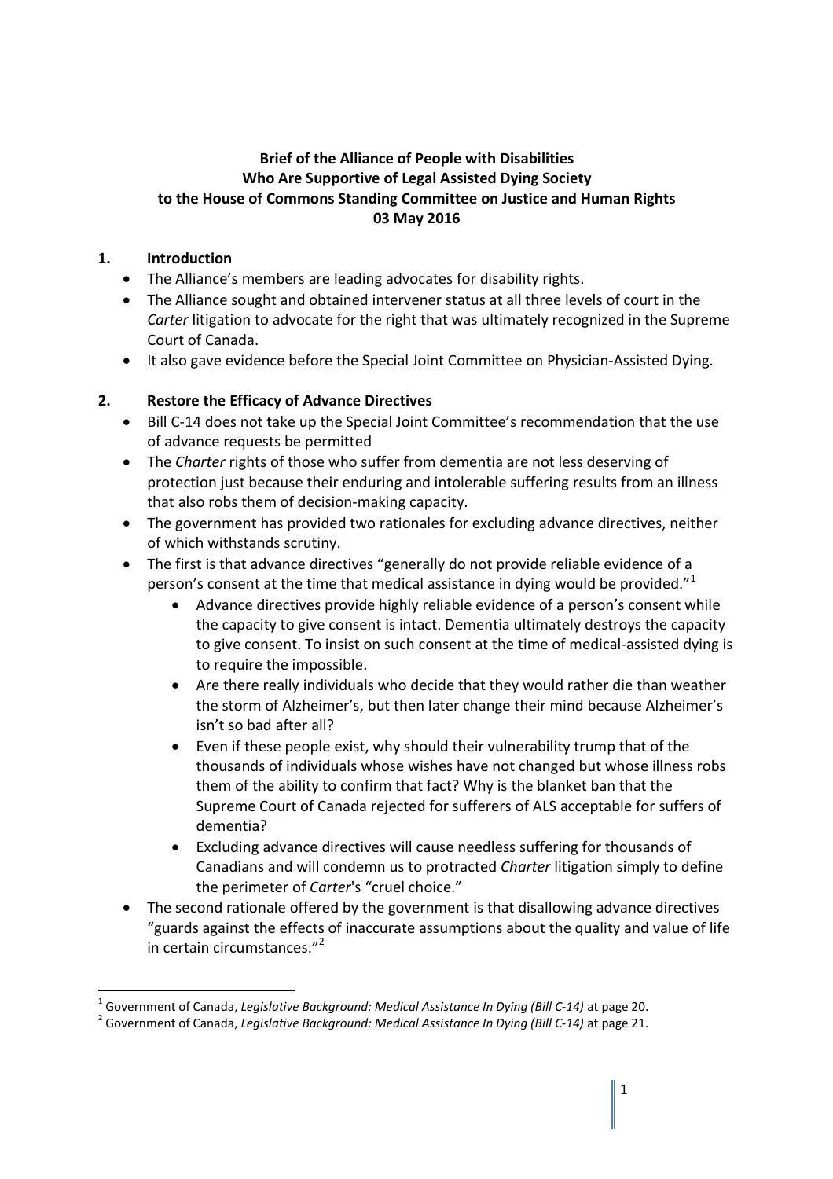**Brief of the Alliance of People with Disabilities Who Are Supportive of Legal Assisted Dying Society to the House of Commons Standing Committee on Justice and Human Rights 03 May 2016**

## 1. Introduction

- The Alliance's members are leading advocates for disability rights.
- The Alliance sought and obtained intervener status at all three levels of court in the *Carter* litigation to advocate for the right that was ultimately recognized in the Supreme Court of Canada.
- It also gave evidence before the Special Joint Committee on Physician-Assisted Dying.

## 2. Restore the Efficacy of Advance Directives

- Bill C-14 does not take up the Special Joint Committee's recommendation that the use of advance requests be permitted
- The *Charter* rights of those who suffer from dementia are not less deserving of protection just because their enduring and intolerable suffering results from an illness that also robs them of decision-making capacity.
- The government has provided two rationales for excluding advance directives, neither of which withstands scrutiny.
- The first is that advance directives "generally do not provide reliable evidence of a person's consent at the time that medical assistance in dying would be provided."[1]
    - Advance directives provide highly reliable evidence of a person's consent while the capacity to give consent is intact. Dementia ultimately destroys the capacity to give consent. To insist on such consent at the time of medical-assisted dying is to require the impossible.
    - Are there really individuals who decide that they would rather die than weather the storm of Alzheimer's, but then later change their mind because Alzheimer's isn't so bad after all?
    - Even if these people exist, why should their vulnerability trump that of the thousands of individuals whose wishes have not changed but whose illness robs them of the ability to confirm that fact? Why is the blanket ban that the Supreme Court of Canada rejected for sufferers of ALS acceptable for suffers of dementia?
    - Excluding advance directives will cause needless suffering for thousands of Canadians and will condemn us to protracted *Charter* litigation simply to define the perimeter of *Carter*'s "cruel choice."
- The second rationale offered by the government is that disallowing advance directives "guards against the effects of inaccurate assumptions about the quality and value of life in certain circumstances."[2]

---

[1] Government of Canada, *Legislative Background: Medical Assistance In Dying (Bill C-14)* at page 20.

[2] Government of Canada, *Legislative Background: Medical Assistance In Dying (Bill C-14)* at page 21.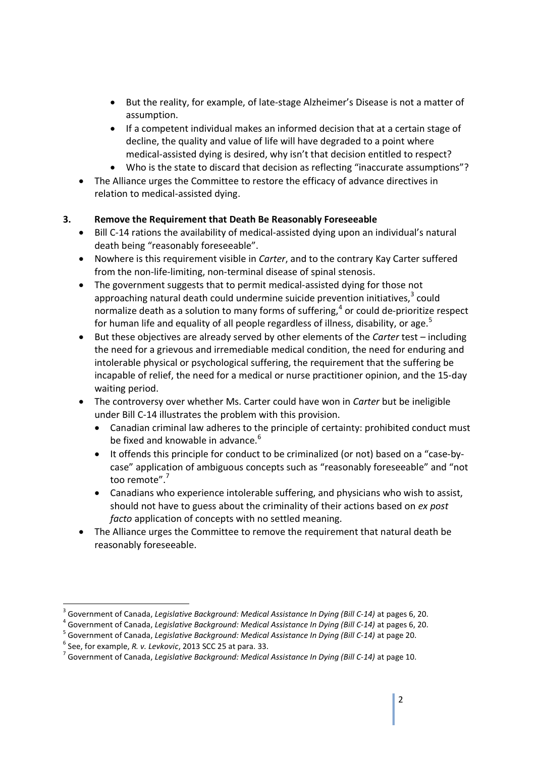- But the reality, for example, of late-stage Alzheimer's Disease is not a matter of assumption.
- If a competent individual makes an informed decision that at a certain stage of decline, the quality and value of life will have degraded to a point where medical-assisted dying is desired, why isn't that decision entitled to respect?
- Who is the state to discard that decision as reflecting "inaccurate assumptions"?

- The Alliance urges the Committee to restore the efficacy of advance directives in relation to medical-assisted dying.

### 3. Remove the Requirement that Death Be Reasonably Foreseeable

- Bill C-14 rations the availability of medical-assisted dying upon an individual's natural death being "reasonably foreseeable".
- Nowhere is this requirement visible in *Carter*, and to the contrary Kay Carter suffered from the non-life-limiting, non-terminal disease of spinal stenosis.
- The government suggests that to permit medical-assisted dying for those not approaching natural death could undermine suicide prevention initiatives,[3] could normalize death as a solution to many forms of suffering,[4] or could de-prioritize respect for human life and equality of all people regardless of illness, disability, or age.[5]
- But these objectives are already served by other elements of the *Carter* test – including the need for a grievous and irremediable medical condition, the need for enduring and intolerable physical or psychological suffering, the requirement that the suffering be incapable of relief, the need for a medical or nurse practitioner opinion, and the 15-day waiting period.
- The controversy over whether Ms. Carter could have won in *Carter* but be ineligible under Bill C-14 illustrates the problem with this provision.
  - Canadian criminal law adheres to the principle of certainty: prohibited conduct must be fixed and knowable in advance.[6]
  - It offends this principle for conduct to be criminalized (or not) based on a "case-by-case" application of ambiguous concepts such as "reasonably foreseeable" and "not too remote".[7]
  - Canadians who experience intolerable suffering, and physicians who wish to assist, should not have to guess about the criminality of their actions based on *ex post facto* application of concepts with no settled meaning.
- The Alliance urges the Committee to remove the requirement that natural death be reasonably foreseeable.

---

[3] Government of Canada, *Legislative Background: Medical Assistance In Dying (Bill C-14)* at pages 6, 20.

[4] Government of Canada, *Legislative Background: Medical Assistance In Dying (Bill C-14)* at pages 6, 20.

[5] Government of Canada, *Legislative Background: Medical Assistance In Dying (Bill C-14)* at page 20.

[6] See, for example, *R. v. Levkovic*, 2013 SCC 25 at para. 33.

[7] Government of Canada, *Legislative Background: Medical Assistance In Dying (Bill C-14)* at page 10.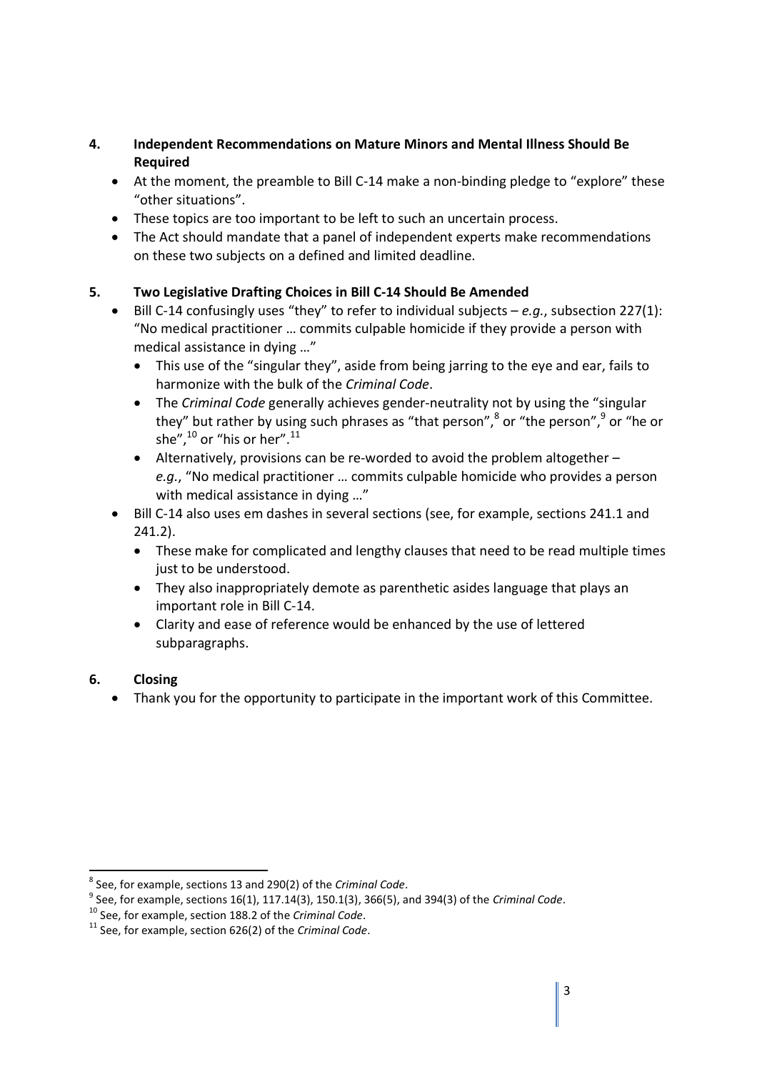## 4. Independent Recommendations on Mature Minors and Mental Illness Should Be Required

- At the moment, the preamble to Bill C-14 make a non-binding pledge to "explore" these "other situations".
- These topics are too important to be left to such an uncertain process.
- The Act should mandate that a panel of independent experts make recommendations on these two subjects on a defined and limited deadline.

## 5. Two Legislative Drafting Choices in Bill C-14 Should Be Amended

- Bill C-14 confusingly uses "they" to refer to individual subjects – *e.g.*, subsection 227(1): "No medical practitioner … commits culpable homicide if they provide a person with medical assistance in dying …"
  - This use of the "singular they", aside from being jarring to the eye and ear, fails to harmonize with the bulk of the *Criminal Code*.
  - The *Criminal Code* generally achieves gender-neutrality not by using the "singular they" but rather by using such phrases as "that person",[8] or "the person",[9] or "he or she",[10] or "his or her".[11]
  - Alternatively, provisions can be re-worded to avoid the problem altogether – *e.g.*, "No medical practitioner … commits culpable homicide who provides a person with medical assistance in dying …"
- Bill C-14 also uses em dashes in several sections (see, for example, sections 241.1 and 241.2).
  - These make for complicated and lengthy clauses that need to be read multiple times just to be understood.
  - They also inappropriately demote as parenthetic asides language that plays an important role in Bill C-14.
  - Clarity and ease of reference would be enhanced by the use of lettered subparagraphs.

## 6. Closing

- Thank you for the opportunity to participate in the important work of this Committee.

---

[8] See, for example, sections 13 and 290(2) of the *Criminal Code*.
[9] See, for example, sections 16(1), 117.14(3), 150.1(3), 366(5), and 394(3) of the *Criminal Code*.
[10] See, for example, section 188.2 of the *Criminal Code*.
[11] See, for example, section 626(2) of the *Criminal Code*.